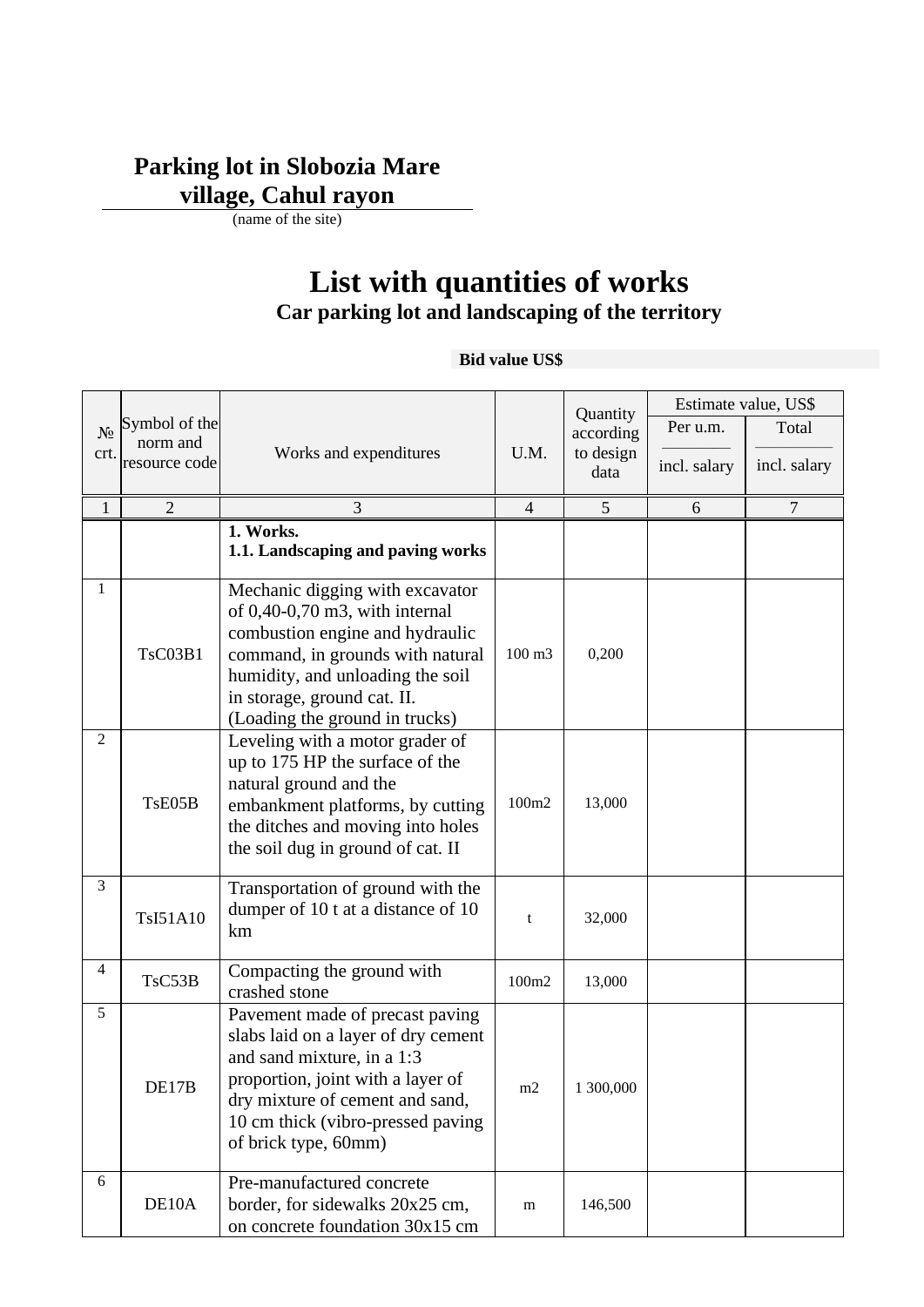**Parking lot in Slobozia Mare village, Cahul rayon**

(name of the site)

# List with quantities of works

## Car parking lot and landscaping of the territory

**Bid value US$**

| № crt. | Symbol of the norm and resource code | Works and expenditures | U.M. | Quantity according to design data | Estimate value, US$ | |
|---|---|---|---|---|---|---|
| | | | | | Per u.m. / incl. salary | Total / incl. salary |
| 1 | 2 | 3 | 4 | 5 | 6 | 7 |
| | | **1. Works.** **1.1. Landscaping and paving works** | | | | |
| 1 | TsC03B1 | Mechanic digging with excavator of 0,40-0,70 m3, with internal combustion engine and hydraulic command, in grounds with natural humidity, and unloading the soil in storage, ground cat. II. (Loading the ground in trucks) | 100 m3 | 0,200 | | |
| 2 | TsE05B | Leveling with a motor grader of up to 175 HP the surface of the natural ground and the embankment platforms, by cutting the ditches and moving into holes the soil dug in ground of cat. II | 100m2 | 13,000 | | |
| 3 | TsI51A10 | Transportation of ground with the dumper of 10 t at a distance of 10 km | t | 32,000 | | |
| 4 | TsC53B | Compacting the ground with crashed stone | 100m2 | 13,000 | | |
| 5 | DE17B | Pavement made of precast paving slabs laid on a layer of dry cement and sand mixture, in a 1:3 proportion, joint with a layer of dry mixture of cement and sand, 10 cm thick (vibro-pressed paving of brick type, 60mm) | m2 | 1 300,000 | | |
| 6 | DE10A | Pre-manufactured concrete border, for sidewalks 20x25 cm, on concrete foundation 30x15 cm | m | 146,500 | | |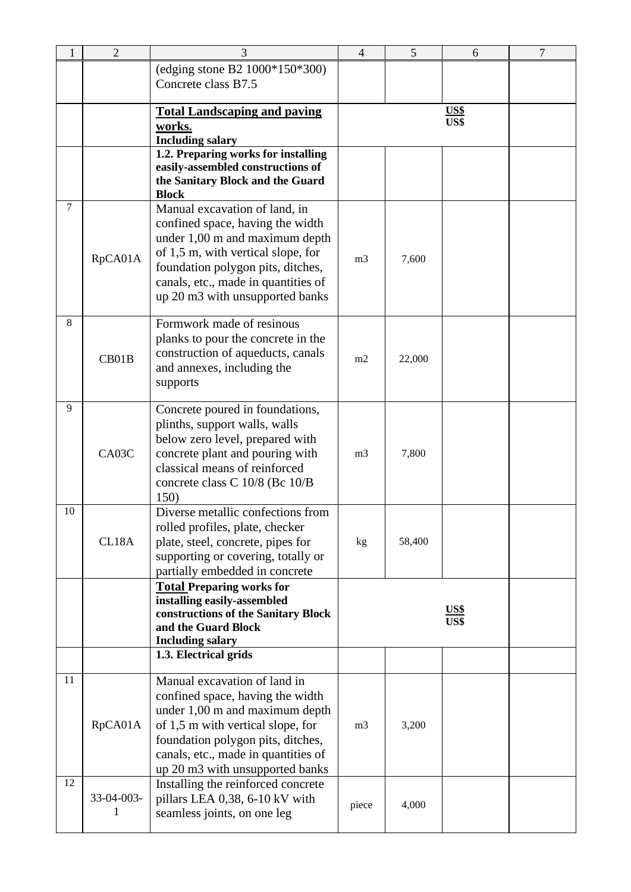| 1 | 2 | 3 | 4 | 5 | 6 | 7 |
|---|---|---|---|---|---|---|
| | | (edging stone B2 1000*150*300) Concrete class B7.5 | | | | |
| | | **Total Landscaping and paving works.** **Including salary** | | | **US$** **US$** | |
| | | **1.2. Preparing works for installing easily-assembled constructions of the Sanitary Block and the Guard Block** | | | | |
| 7 | RpCA01A | Manual excavation of land, in confined space, having the width under 1,00 m and maximum depth of 1,5 m, with vertical slope, for foundation polygon pits, ditches, canals, etc., made in quantities of up 20 m3 with unsupported banks | m3 | 7,600 | | |
| 8 | CB01B | Formwork made of resinous planks to pour the concrete in the construction of aqueducts, canals and annexes, including the supports | m2 | 22,000 | | |
| 9 | CA03C | Concrete poured in foundations, plinths, support walls, walls below zero level, prepared with concrete plant and pouring with classical means of reinforced concrete class C 10/8 (Bc 10/B 150) | m3 | 7,800 | | |
| 10 | CL18A | Diverse metallic confections from rolled profiles, plate, checker plate, steel, concrete, pipes for supporting or covering, totally or partially embedded in concrete | kg | 58,400 | | |
| | | **Total Preparing works for installing easily-assembled constructions of the Sanitary Block and the Guard Block** **Including salary** | | | **US$** **US$** | |
| | | **1.3. Electrical grids** | | | | |
| 11 | RpCA01A | Manual excavation of land in confined space, having the width under 1,00 m and maximum depth of 1,5 m with vertical slope, for foundation polygon pits, ditches, canals, etc., made in quantities of up 20 m3 with unsupported banks | m3 | 3,200 | | |
| 12 | 33-04-003-1 | Installing the reinforced concrete pillars LEA 0,38, 6-10 kV with seamless joints, on one leg | piece | 4,000 | | |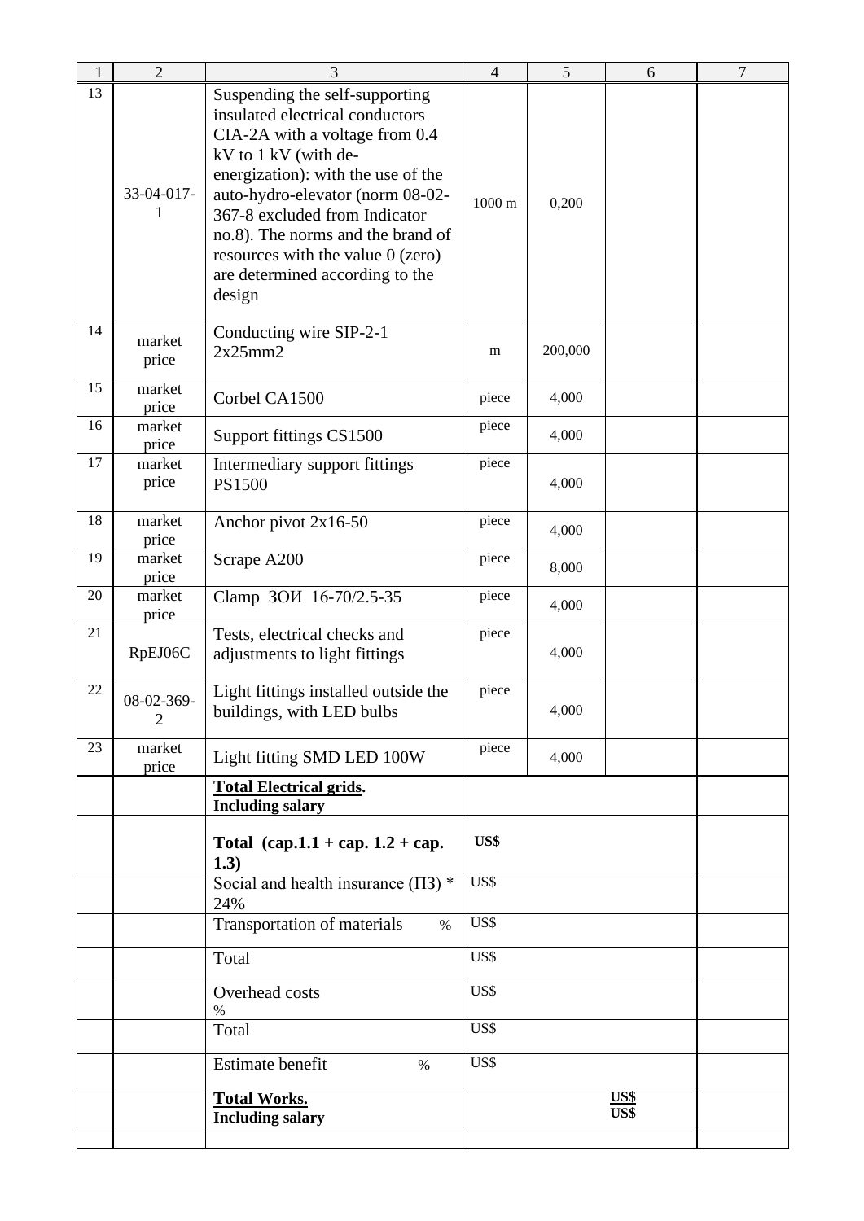| 1 | 2 | 3 | 4 | 5 | 6 | 7 |
|---|---|---|---|---|---|---|
| 13 | 33-04-017-1 | Suspending the self-supporting insulated electrical conductors CIA-2A with a voltage from 0.4 kV to 1 kV (with de-energization): with the use of the auto-hydro-elevator (norm 08-02-367-8 excluded from Indicator no.8). The norms and the brand of resources with the value 0 (zero) are determined according to the design | 1000 m | 0,200 | | |
| 14 | market price | Conducting wire SIP-2-1 2x25mm2 | m | 200,000 | | |
| 15 | market price | Corbel CA1500 | piece | 4,000 | | |
| 16 | market price | Support fittings CS1500 | piece | 4,000 | | |
| 17 | market price | Intermediary support fittings PS1500 | piece | 4,000 | | |
| 18 | market price | Anchor pivot 2x16-50 | piece | 4,000 | | |
| 19 | market price | Scrape A200 | piece | 8,000 | | |
| 20 | market price | Clamp ЗОИ 16-70/2.5-35 | piece | 4,000 | | |
| 21 | RpEJ06C | Tests, electrical checks and adjustments to light fittings | piece | 4,000 | | |
| 22 | 08-02-369-2 | Light fittings installed outside the buildings, with LED bulbs | piece | 4,000 | | |
| 23 | market price | Light fitting SMD LED 100W | piece | 4,000 | | |
| | | **Total Electrical grids. Including salary** | | | | |
| | | **Total (cap.1.1 + cap. 1.2 + cap. 1.3)** | **US$** | | | |
| | | Social and health insurance (ПЗ) * 24% | US$ | | | |
| | | Transportation of materials % | US$ | | | |
| | | Total | US$ | | | |
| | | Overhead costs % | US$ | | | |
| | | Total | US$ | | | |
| | | Estimate benefit % | US$ | | | |
| | | **Total Works. Including salary** | | | **US$ US$** | |
| | | | | | | |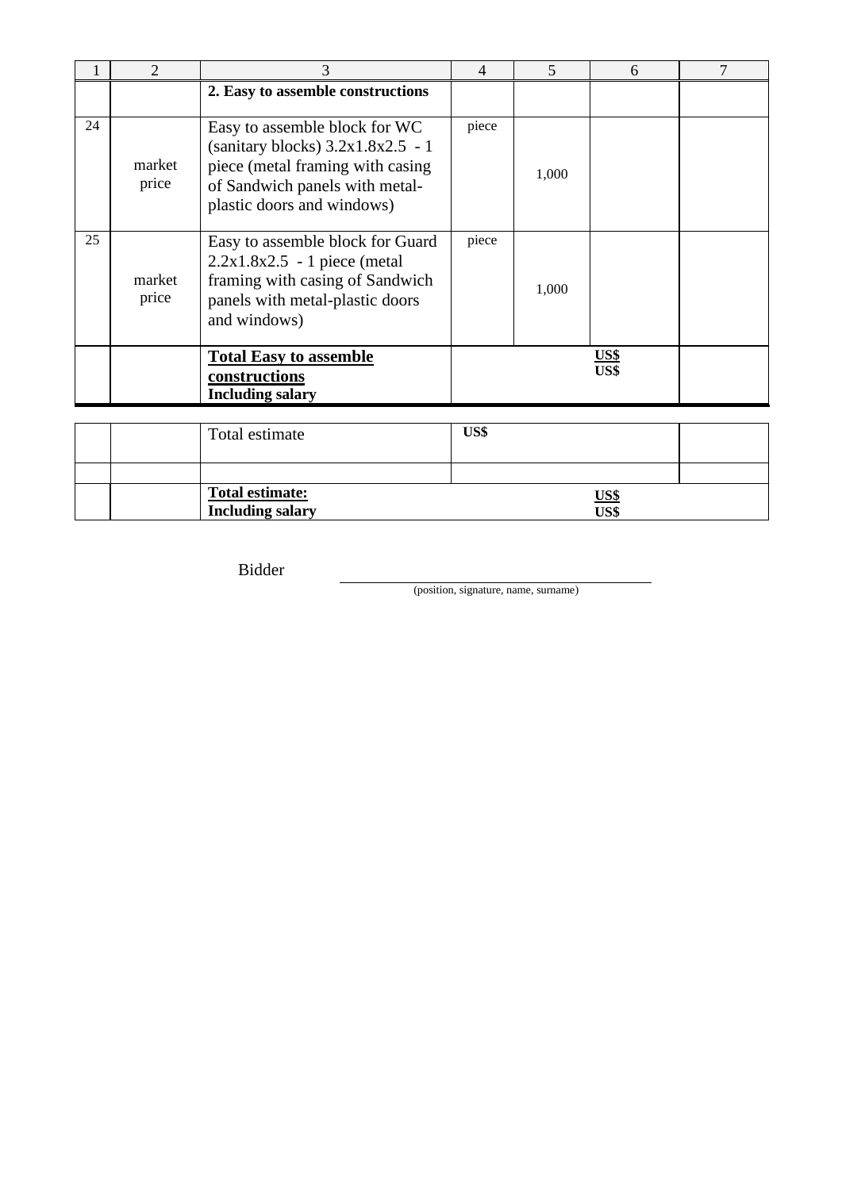| 1 | 2 | 3 | 4 | 5 | 6 | 7 |
|---|---|---|---|---|---|---|
| | | **2. Easy to assemble constructions** | | | | |
| 24 | market price | Easy to assemble block for WC (sanitary blocks) 3.2x1.8x2.5 - 1 piece (metal framing with casing of Sandwich panels with metal-plastic doors and windows) | piece | 1,000 | | |
| 25 | market price | Easy to assemble block for Guard 2.2x1.8x2.5 - 1 piece (metal framing with casing of Sandwich panels with metal-plastic doors and windows) | piece | 1,000 | | |
| | | **Total Easy to assemble constructions**<br>**Including salary** | | | **US$**<br>**US$** | |

| | | | | |
|---|---|---|---|---|
| | | Total estimate | **US$** | |
| | | | | |
| | | **Total estimate:**<br>**Including salary** | **US$**<br>**US$** | |

Bidder \_\_\_\_\_\_\_\_\_\_\_\_\_\_\_\_\_\_\_\_\_\_\_\_\_\_\_\_\_\_\_\_\_\_\_\_\_\_\_\_
(position, signature, name, surname)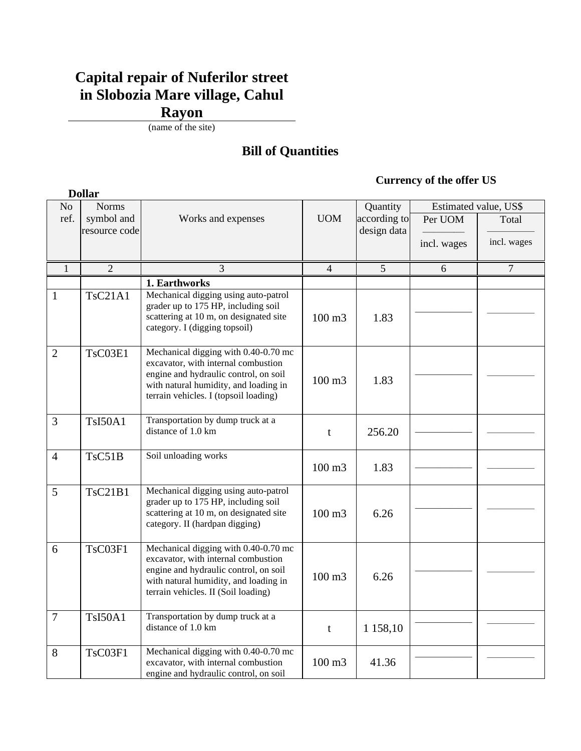# Capital repair of Nuferilor street in Slobozia Mare village, Cahul Rayon

(name of the site)

## Bill of Quantities

**Currency of the offer US Dollar**

| No ref. | Norms symbol and resource code | Works and expenses | UOM | Quantity according to design data | Estimated value, US$ | |
|---|---|---|---|---|---|---|
| | | | | | Per UOM<br>———<br>incl. wages | Total<br>———<br>incl. wages |
| 1 | 2 | 3 | 4 | 5 | 6 | 7 |
| | | **1. Earthworks** | | | | |
| 1 | TsC21A1 | Mechanical digging using auto-patrol grader up to 175 HP, including soil scattering at 10 m, on designated site category. I (digging topsoil) | 100 m3 | 1.83 | ——— | ——— |
| 2 | TsC03E1 | Mechanical digging with 0.40-0.70 mc excavator, with internal combustion engine and hydraulic control, on soil with natural humidity, and loading in terrain vehicles. I (topsoil loading) | 100 m3 | 1.83 | ——— | ——— |
| 3 | TsI50A1 | Transportation by dump truck at a distance of 1.0 km | t | 256.20 | ——— | ——— |
| 4 | TsC51B | Soil unloading works | 100 m3 | 1.83 | ——— | ——— |
| 5 | TsC21B1 | Mechanical digging using auto-patrol grader up to 175 HP, including soil scattering at 10 m, on designated site category. II (hardpan digging) | 100 m3 | 6.26 | ——— | ——— |
| 6 | TsC03F1 | Mechanical digging with 0.40-0.70 mc excavator, with internal combustion engine and hydraulic control, on soil with natural humidity, and loading in terrain vehicles. II (Soil loading) | 100 m3 | 6.26 | ——— | ——— |
| 7 | TsI50A1 | Transportation by dump truck at a distance of 1.0 km | t | 1 158,10 | ——— | ——— |
| 8 | TsC03F1 | Mechanical digging with 0.40-0.70 mc excavator, with internal combustion engine and hydraulic control, on soil | 100 m3 | 41.36 | ——— | ——— |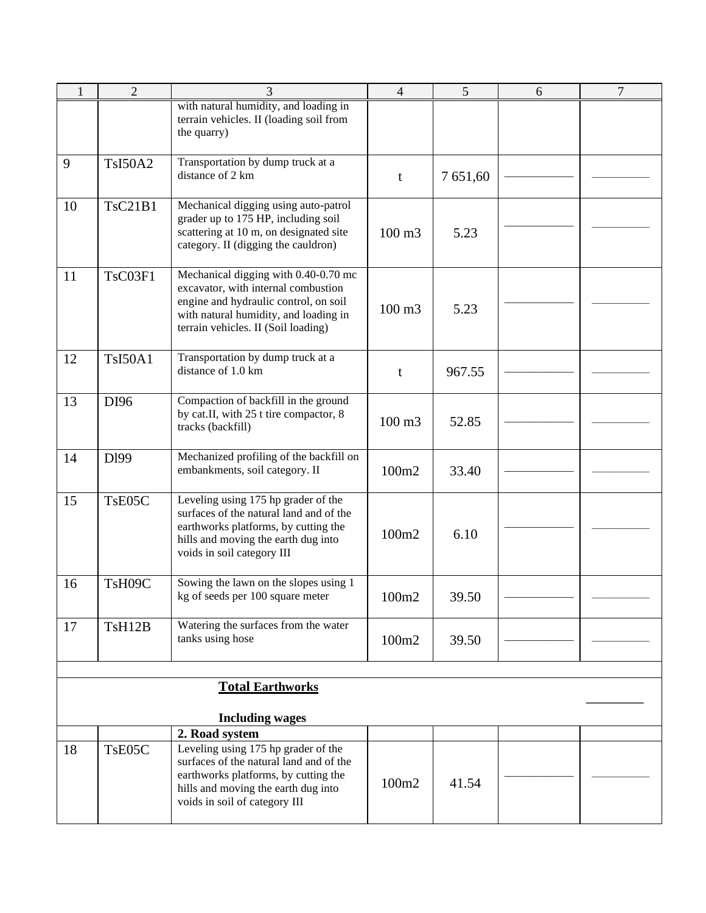| 1 | 2 | 3 | 4 | 5 | 6 | 7 |
|---|---|---|---|---|---|---|
| | | with natural humidity, and loading in terrain vehicles. II (loading soil from the quarry) | | | | |
| 9 | TsI50A2 | Transportation by dump truck at a distance of 2 km | t | 7 651,60 | ___________ | __________ |
| 10 | TsC21B1 | Mechanical digging using auto-patrol grader up to 175 HP, including soil scattering at 10 m, on designated site category. II (digging the cauldron) | 100 m3 | 5.23 | ___________ | __________ |
| 11 | TsC03F1 | Mechanical digging with 0.40-0.70 mc excavator, with internal combustion engine and hydraulic control, on soil with natural humidity, and loading in terrain vehicles. II (Soil loading) | 100 m3 | 5.23 | ___________ | __________ |
| 12 | TsI50A1 | Transportation by dump truck at a distance of 1.0 km | t | 967.55 | ___________ | __________ |
| 13 | DI96 | Compaction of backfill in the ground by cat.II, with 25 t tire compactor, 8 tracks (backfill) | 100 m3 | 52.85 | ___________ | __________ |
| 14 | Dl99 | Mechanized profiling of the backfill on embankments, soil category. II | 100m2 | 33.40 | ___________ | __________ |
| 15 | TsE05C | Leveling using 175 hp grader of the surfaces of the natural land and of the earthworks platforms, by cutting the hills and moving the earth dug into voids in soil category III | 100m2 | 6.10 | ___________ | __________ |
| 16 | TsH09C | Sowing the lawn on the slopes using 1 kg of seeds per 100 square meter | 100m2 | 39.50 | ___________ | __________ |
| 17 | TsH12B | Watering the surfaces from the water tanks using hose | 100m2 | 39.50 | ___________ | __________ |
| | | | | | | |
| | | **Total Earthworks**<br><br>**Including wages** | | | | ________ |
| | | **2. Road system** | | | | |
| 18 | TsE05C | Leveling using 175 hp grader of the surfaces of the natural land and of the earthworks platforms, by cutting the hills and moving the earth dug into voids in soil of category III | 100m2 | 41.54 | ___________ | __________ |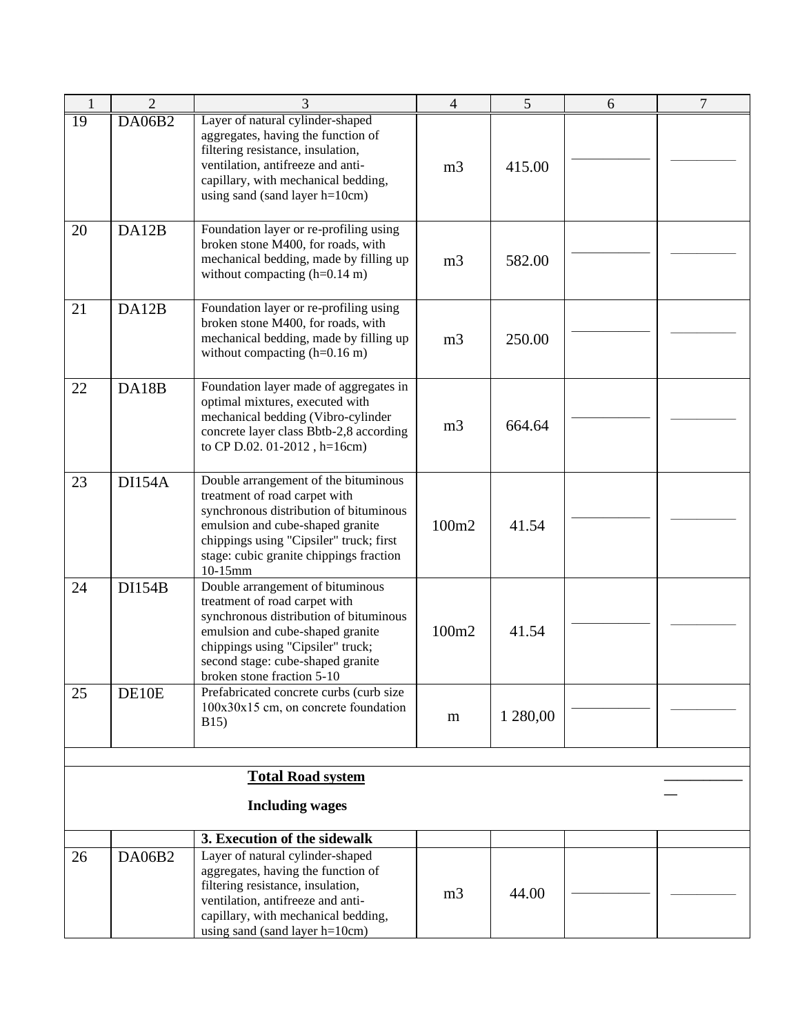| 1 | 2 | 3 | 4 | 5 | 6 | 7 |
|---|---|---|---|---|---|---|
| 19 | DA06B2 | Layer of natural cylinder-shaped aggregates, having the function of filtering resistance, insulation, ventilation, antifreeze and anti-capillary, with mechanical bedding, using sand (sand layer h=10cm) | m3 | 415.00 | __________ | __________ |
| 20 | DA12B | Foundation layer or re-profiling using broken stone M400, for roads, with mechanical bedding, made by filling up without compacting (h=0.14 m) | m3 | 582.00 | __________ | __________ |
| 21 | DA12B | Foundation layer or re-profiling using broken stone M400, for roads, with mechanical bedding, made by filling up without compacting (h=0.16 m) | m3 | 250.00 | __________ | __________ |
| 22 | DA18B | Foundation layer made of aggregates in optimal mixtures, executed with mechanical bedding (Vibro-cylinder concrete layer class Bbtb-2,8 according to CP D.02. 01-2012 , h=16cm) | m3 | 664.64 | __________ | __________ |
| 23 | DI154A | Double arrangement of the bituminous treatment of road carpet with synchronous distribution of bituminous emulsion and cube-shaped granite chippings using "Cipsiler" truck; first stage: cubic granite chippings fraction 10-15mm | 100m2 | 41.54 | __________ | __________ |
| 24 | DI154B | Double arrangement of bituminous treatment of road carpet with synchronous distribution of bituminous emulsion and cube-shaped granite chippings using "Cipsiler" truck; second stage: cube-shaped granite broken stone fraction 5-10 | 100m2 | 41.54 | __________ | __________ |
| 25 | DE10E | Prefabricated concrete curbs (curb size 100x30x15 cm, on concrete foundation B15) | m | 1 280,00 | __________ | __________ |
| | | | | | | |
| | | **Total Road system**<br>**Including wages** | | | | __________ |
| | | **3. Execution of the sidewalk** | | | | |
| 26 | DA06B2 | Layer of natural cylinder-shaped aggregates, having the function of filtering resistance, insulation, ventilation, antifreeze and anti-capillary, with mechanical bedding, using sand (sand layer h=10cm) | m3 | 44.00 | __________ | __________ |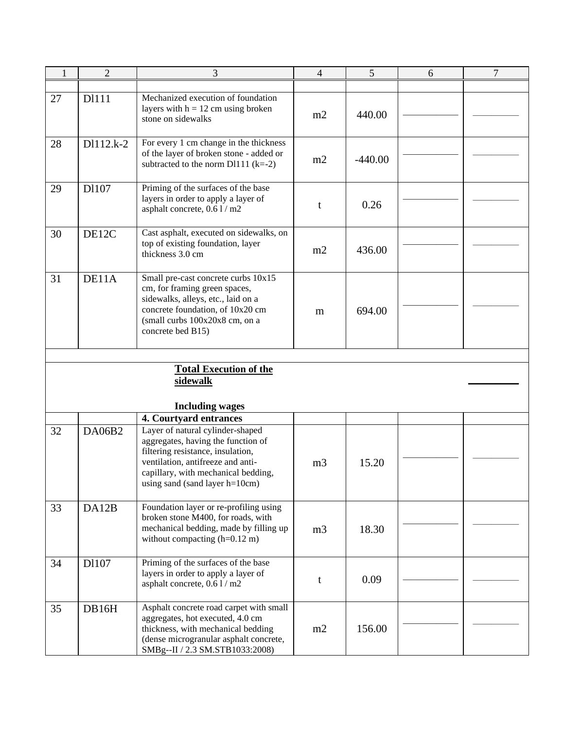| 1 | 2 | 3 | 4 | 5 | 6 | 7 |
|---|---|---|---|---|---|---|
| | | | | | | |
| 27 | Dl111 | Mechanized execution of foundation layers with h = 12 cm using broken stone on sidewalks | m2 | 440.00 | ________ | ________ |
| 28 | Dl112.k-2 | For every 1 cm change in the thickness of the layer of broken stone - added or subtracted to the norm Dl111 (k=-2) | m2 | -440.00 | ________ | ________ |
| 29 | Dl107 | Priming of the surfaces of the base layers in order to apply a layer of asphalt concrete, 0.6 l / m2 | t | 0.26 | ________ | ________ |
| 30 | DE12C | Cast asphalt, executed on sidewalks, on top of existing foundation, layer thickness 3.0 cm | m2 | 436.00 | ________ | ________ |
| 31 | DE11A | Small pre-cast concrete curbs 10x15 cm, for framing green spaces, sidewalks, alleys, etc., laid on a concrete foundation, of 10x20 cm (small curbs 100x20x8 cm, on a concrete bed B15) | m | 694.00 | ________ | ________ |
| | | | | | | |
| | | **Total Execution of the sidewalk** | | | | ________ |
| | | **Including wages** | | | | |
| | | **4. Courtyard entrances** | | | | |
| 32 | DA06B2 | Layer of natural cylinder-shaped aggregates, having the function of filtering resistance, insulation, ventilation, antifreeze and anti-capillary, with mechanical bedding, using sand (sand layer h=10cm) | m3 | 15.20 | ________ | ________ |
| 33 | DA12B | Foundation layer or re-profiling using broken stone M400, for roads, with mechanical bedding, made by filling up without compacting (h=0.12 m) | m3 | 18.30 | ________ | ________ |
| 34 | Dl107 | Priming of the surfaces of the base layers in order to apply a layer of asphalt concrete, 0.6 l / m2 | t | 0.09 | ________ | ________ |
| 35 | DB16H | Asphalt concrete road carpet with small aggregates, hot executed, 4.0 cm thickness, with mechanical bedding (dense microgranular asphalt concrete, SMBg--II / 2.3 SM.STB1033:2008) | m2 | 156.00 | ________ | ________ |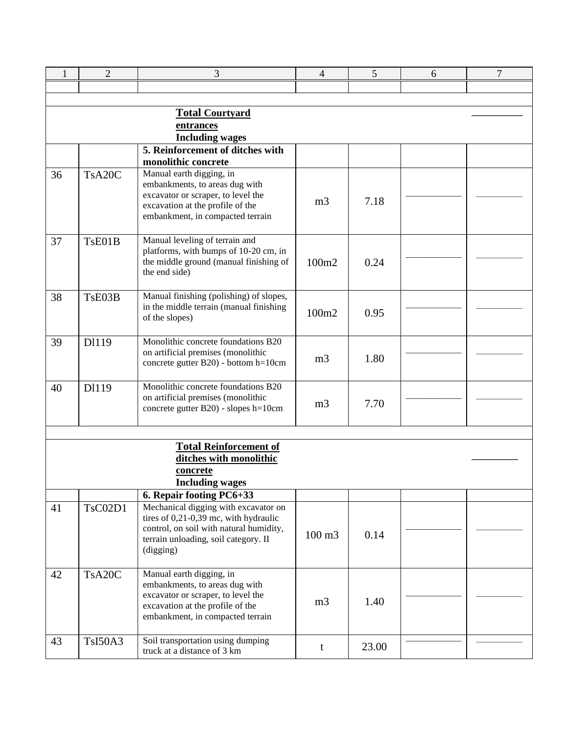| 1 | 2 | 3 | 4 | 5 | 6 | 7 |
|---|---|---|---|---|---|---|
| | | | | | | |
| | | | | | | |
| | | **Total Courtyard entrances** **Including wages** | | | | ________ |
| | | **5. Reinforcement of ditches with monolithic concrete** | | | | |
| 36 | TsA20C | Manual earth digging, in embankments, to areas dug with excavator or scraper, to level the excavation at the profile of the embankment, in compacted terrain | m3 | 7.18 | ________ | ________ |
| 37 | TsE01B | Manual leveling of terrain and platforms, with bumps of 10-20 cm, in the middle ground (manual finishing of the end side) | 100m2 | 0.24 | ________ | ________ |
| 38 | TsE03B | Manual finishing (polishing) of slopes, in the middle terrain (manual finishing of the slopes) | 100m2 | 0.95 | ________ | ________ |
| 39 | Dl119 | Monolithic concrete foundations B20 on artificial premises (monolithic concrete gutter B20) - bottom h=10cm | m3 | 1.80 | ________ | ________ |
| 40 | Dl119 | Monolithic concrete foundations B20 on artificial premises (monolithic concrete gutter B20) - slopes h=10cm | m3 | 7.70 | ________ | ________ |
| | | | | | | |
| | | **Total Reinforcement of ditches with monolithic concrete** **Including wages** | | | | ________ |
| | | **6. Repair footing PC6+33** | | | | |
| 41 | TsC02D1 | Mechanical digging with excavator on tires of 0,21-0,39 mc, with hydraulic control, on soil with natural humidity, terrain unloading, soil category. II (digging) | 100 m3 | 0.14 | ________ | ________ |
| 42 | TsA20C | Manual earth digging, in embankments, to areas dug with excavator or scraper, to level the excavation at the profile of the embankment, in compacted terrain | m3 | 1.40 | ________ | ________ |
| 43 | TsI50A3 | Soil transportation using dumping truck at a distance of 3 km | t | 23.00 | ________ | ________ |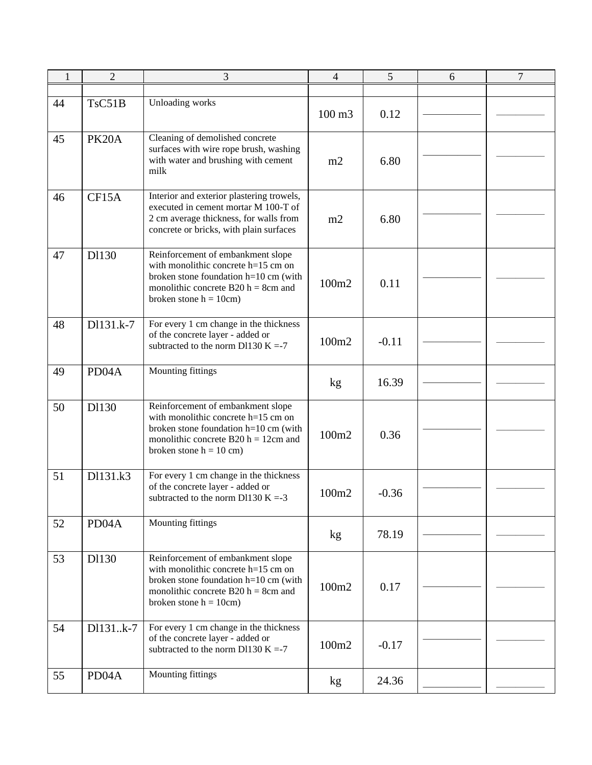| 1 | 2 | 3 | 4 | 5 | 6 | 7 |
|---|---|---|---|---|---|---|
| | | | | | | |
| 44 | TsC51B | Unloading works | 100 m3 | 0.12 | __________ | __________ |
| 45 | PK20A | Cleaning of demolished concrete surfaces with wire rope brush, washing with water and brushing with cement milk | m2 | 6.80 | __________ | __________ |
| 46 | CF15A | Interior and exterior plastering trowels, executed in cement mortar M 100-T of 2 cm average thickness, for walls from concrete or bricks, with plain surfaces | m2 | 6.80 | __________ | __________ |
| 47 | Dl130 | Reinforcement of embankment slope with monolithic concrete h=15 cm on broken stone foundation h=10 cm (with monolithic concrete B20 h = 8cm and broken stone h = 10cm) | 100m2 | 0.11 | __________ | __________ |
| 48 | Dl131.k-7 | For every 1 cm change in the thickness of the concrete layer - added or subtracted to the norm Dl130 K =-7 | 100m2 | -0.11 | __________ | __________ |
| 49 | PD04A | Mounting fittings | kg | 16.39 | __________ | __________ |
| 50 | Dl130 | Reinforcement of embankment slope with monolithic concrete h=15 cm on broken stone foundation h=10 cm (with monolithic concrete B20 h = 12cm and broken stone h = 10 cm) | 100m2 | 0.36 | __________ | __________ |
| 51 | Dl131.k3 | For every 1 cm change in the thickness of the concrete layer - added or subtracted to the norm Dl130 K =-3 | 100m2 | -0.36 | __________ | __________ |
| 52 | PD04A | Mounting fittings | kg | 78.19 | __________ | __________ |
| 53 | Dl130 | Reinforcement of embankment slope with monolithic concrete h=15 cm on broken stone foundation h=10 cm (with monolithic concrete B20 h = 8cm and broken stone h = 10cm) | 100m2 | 0.17 | __________ | __________ |
| 54 | Dl131..k-7 | For every 1 cm change in the thickness of the concrete layer - added or subtracted to the norm Dl130 K =-7 | 100m2 | -0.17 | __________ | __________ |
| 55 | PD04A | Mounting fittings | kg | 24.36 | __________ | __________ |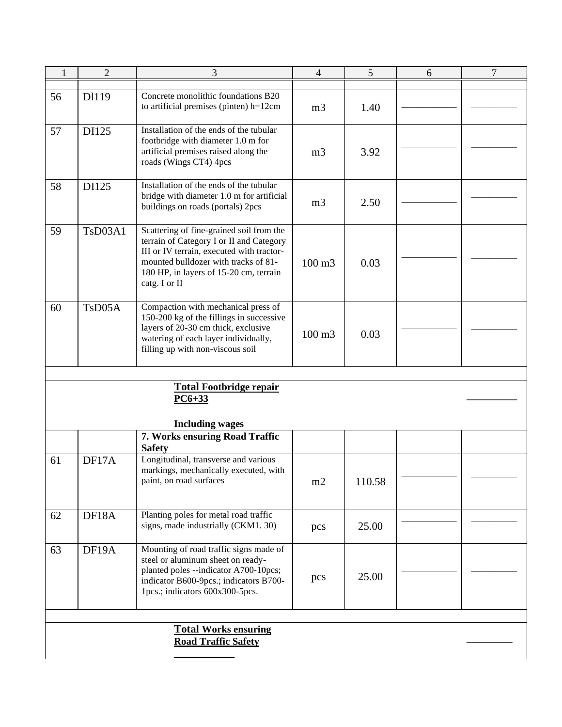| 1 | 2 | 3 | 4 | 5 | 6 | 7 |
|---|---|---|---|---|---|---|
| | | | | | | |
| 56 | Dl119 | Concrete monolithic foundations B20 to artificial premises (pinten) h=12cm | m3 | 1.40 | ________ | ________ |
| 57 | DI125 | Installation of the ends of the tubular footbridge with diameter 1.0 m for artificial premises raised along the roads (Wings CT4) 4pcs | m3 | 3.92 | ________ | ________ |
| 58 | DI125 | Installation of the ends of the tubular bridge with diameter 1.0 m for artificial buildings on roads (portals) 2pcs | m3 | 2.50 | ________ | ________ |
| 59 | TsD03A1 | Scattering of fine-grained soil from the terrain of Category I or II and Category III or IV terrain, executed with tractor-mounted bulldozer with tracks of 81-180 HP, in layers of 15-20 cm, terrain catg. I or II | 100 m3 | 0.03 | ________ | ________ |
| 60 | TsD05A | Compaction with mechanical press of 150-200 kg of the fillings in successive layers of 20-30 cm thick, exclusive watering of each layer individually, filling up with non-viscous soil | 100 m3 | 0.03 | ________ | ________ |
| | | | | | | |
| | | **Total Footbridge repair PC6+33** <br><br> **Including wages** | | | | ________ |
| | | **7. Works ensuring Road Traffic Safety** | | | | |
| 61 | DF17A | Longitudinal, transverse and various markings, mechanically executed, with paint, on road surfaces | m2 | 110.58 | ________ | ________ |
| 62 | DF18A | Planting poles for metal road traffic signs, made industrially (CKM1. 30) | pcs | 25.00 | ________ | ________ |
| 63 | DF19A | Mounting of road traffic signs made of steel or aluminum sheet on ready-planted poles --indicator A700-10pcs; indicator B600-9pcs.; indicators B700-1pcs.; indicators 600x300-5pcs. | pcs | 25.00 | ________ | ________ |
| | | | | | | |
| | | **Total Works ensuring Road Traffic Safety** | | | | ________ |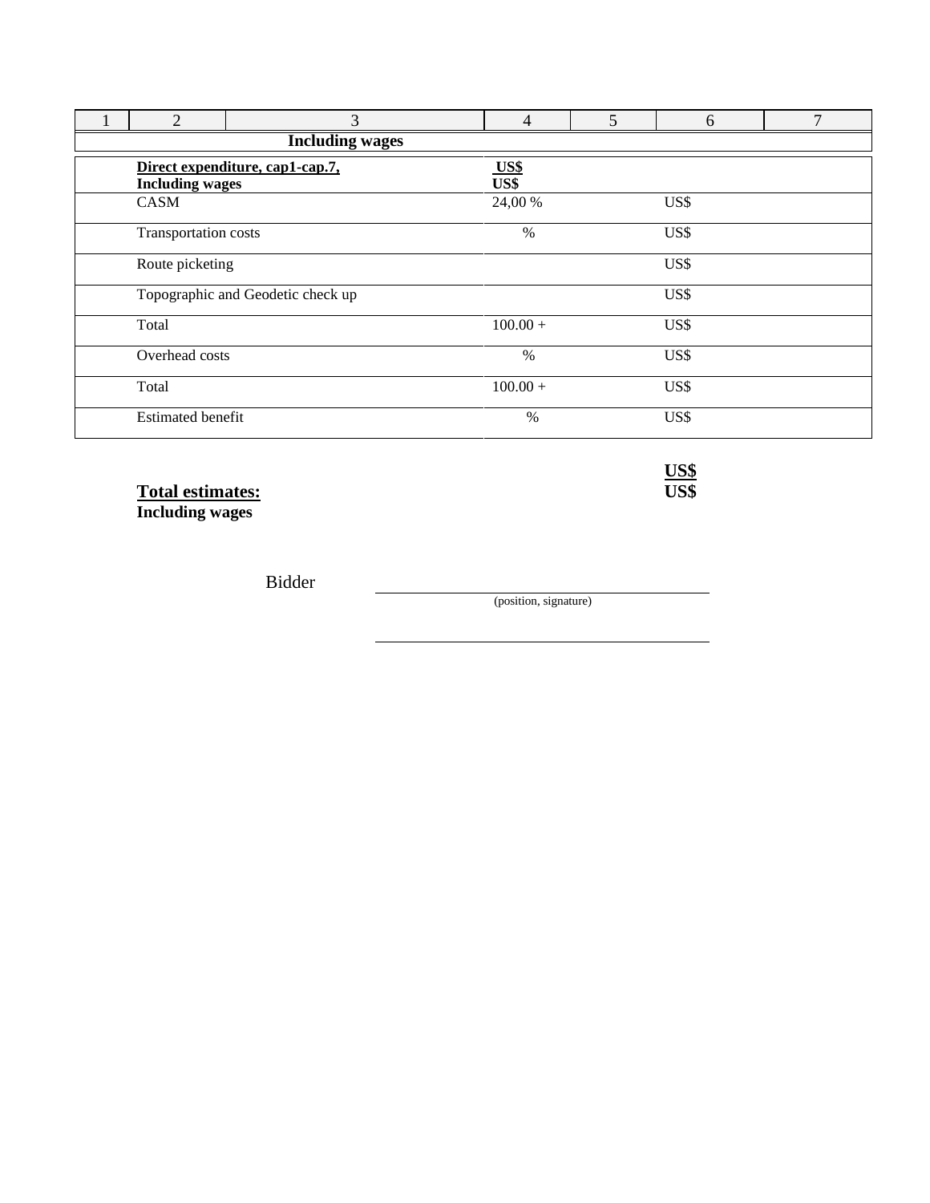| 1 | 2 | 3 | 4 | 5 | 6 | 7 |
|---|---|---|---|---|---|---|
| | | **Including wages** | | | | |
| | **Direct expenditure, cap1-cap.7,** **Including wages** | | **US$** **US$** | | | |
| | CASM | | 24,00 % | | US$ | |
| | Transportation costs | | % | | US$ | |
| | Route picketing | | | | US$ | |
| | Topographic and Geodetic check up | | | | US$ | |
| | Total | | 100.00 + | | US$ | |
| | Overhead costs | | % | | US$ | |
| | Total | | 100.00 + | | US$ | |
| | Estimated benefit | | % | | US$ | |

**Total estimates:** **US$**
**Including wages** **US$**

Bidder \_\_\_\_\_\_\_\_\_\_\_\_\_\_\_\_\_\_\_\_\_\_\_\_\_\_\_\_\_\_\_\_
(position, signature)

\_\_\_\_\_\_\_\_\_\_\_\_\_\_\_\_\_\_\_\_\_\_\_\_\_\_\_\_\_\_\_\_